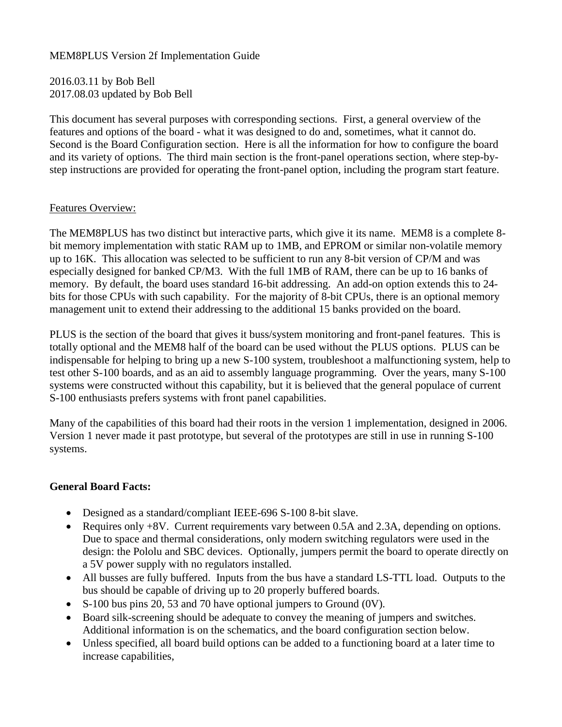MEM8PLUS Version 2f Implementation Guide

2016.03.11 by Bob Bell
2017.08.03 updated by Bob Bell

This document has several purposes with corresponding sections. First, a general overview of the features and options of the board - what it was designed to do and, sometimes, what it cannot do. Second is the Board Configuration section. Here is all the information for how to configure the board and its variety of options. The third main section is the front-panel operations section, where step-by-step instructions are provided for operating the front-panel option, including the program start feature.

## Features Overview:

The MEM8PLUS has two distinct but interactive parts, which give it its name. MEM8 is a complete 8-bit memory implementation with static RAM up to 1MB, and EPROM or similar non-volatile memory up to 16K. This allocation was selected to be sufficient to run any 8-bit version of CP/M and was especially designed for banked CP/M3. With the full 1MB of RAM, there can be up to 16 banks of memory. By default, the board uses standard 16-bit addressing. An add-on option extends this to 24-bits for those CPUs with such capability. For the majority of 8-bit CPUs, there is an optional memory management unit to extend their addressing to the additional 15 banks provided on the board.

PLUS is the section of the board that gives it buss/system monitoring and front-panel features. This is totally optional and the MEM8 half of the board can be used without the PLUS options. PLUS can be indispensable for helping to bring up a new S-100 system, troubleshoot a malfunctioning system, help to test other S-100 boards, and as an aid to assembly language programming. Over the years, many S-100 systems were constructed without this capability, but it is believed that the general populace of current S-100 enthusiasts prefers systems with front panel capabilities.

Many of the capabilities of this board had their roots in the version 1 implementation, designed in 2006. Version 1 never made it past prototype, but several of the prototypes are still in use in running S-100 systems.

**General Board Facts:**

- Designed as a standard/compliant IEEE-696 S-100 8-bit slave.
- Requires only +8V. Current requirements vary between 0.5A and 2.3A, depending on options. Due to space and thermal considerations, only modern switching regulators were used in the design: the Pololu and SBC devices. Optionally, jumpers permit the board to operate directly on a 5V power supply with no regulators installed.
- All busses are fully buffered. Inputs from the bus have a standard LS-TTL load. Outputs to the bus should be capable of driving up to 20 properly buffered boards.
- S-100 bus pins 20, 53 and 70 have optional jumpers to Ground (0V).
- Board silk-screening should be adequate to convey the meaning of jumpers and switches. Additional information is on the schematics, and the board configuration section below.
- Unless specified, all board build options can be added to a functioning board at a later time to increase capabilities,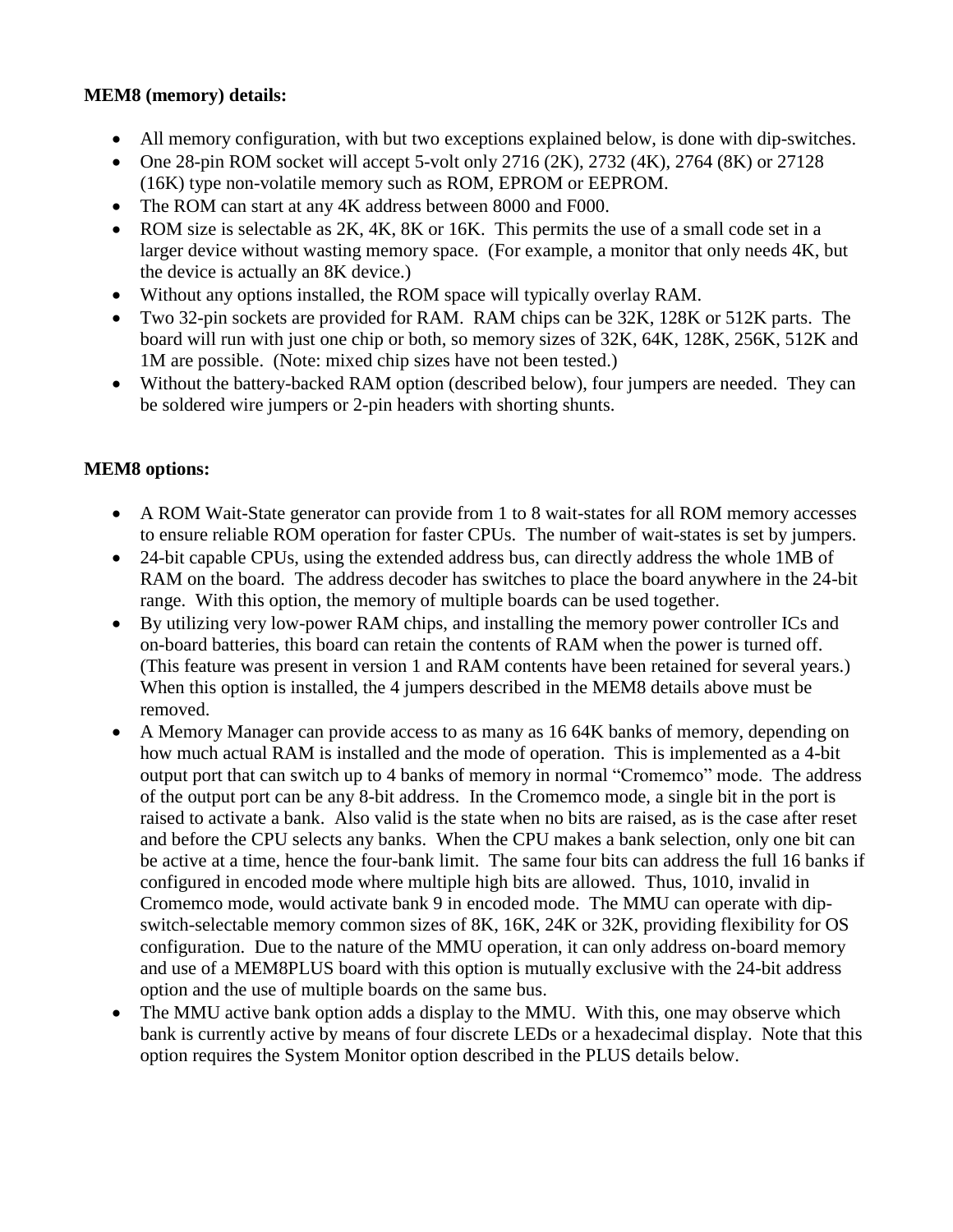**MEM8 (memory) details:**

- All memory configuration, with but two exceptions explained below, is done with dip-switches.
- One 28-pin ROM socket will accept 5-volt only 2716 (2K), 2732 (4K), 2764 (8K) or 27128 (16K) type non-volatile memory such as ROM, EPROM or EEPROM.
- The ROM can start at any 4K address between 8000 and F000.
- ROM size is selectable as 2K, 4K, 8K or 16K. This permits the use of a small code set in a larger device without wasting memory space. (For example, a monitor that only needs 4K, but the device is actually an 8K device.)
- Without any options installed, the ROM space will typically overlay RAM.
- Two 32-pin sockets are provided for RAM. RAM chips can be 32K, 128K or 512K parts. The board will run with just one chip or both, so memory sizes of 32K, 64K, 128K, 256K, 512K and 1M are possible. (Note: mixed chip sizes have not been tested.)
- Without the battery-backed RAM option (described below), four jumpers are needed. They can be soldered wire jumpers or 2-pin headers with shorting shunts.

**MEM8 options:**

- A ROM Wait-State generator can provide from 1 to 8 wait-states for all ROM memory accesses to ensure reliable ROM operation for faster CPUs. The number of wait-states is set by jumpers.
- 24-bit capable CPUs, using the extended address bus, can directly address the whole 1MB of RAM on the board. The address decoder has switches to place the board anywhere in the 24-bit range. With this option, the memory of multiple boards can be used together.
- By utilizing very low-power RAM chips, and installing the memory power controller ICs and on-board batteries, this board can retain the contents of RAM when the power is turned off. (This feature was present in version 1 and RAM contents have been retained for several years.) When this option is installed, the 4 jumpers described in the MEM8 details above must be removed.
- A Memory Manager can provide access to as many as 16 64K banks of memory, depending on how much actual RAM is installed and the mode of operation. This is implemented as a 4-bit output port that can switch up to 4 banks of memory in normal "Cromemco" mode. The address of the output port can be any 8-bit address. In the Cromemco mode, a single bit in the port is raised to activate a bank. Also valid is the state when no bits are raised, as is the case after reset and before the CPU selects any banks. When the CPU makes a bank selection, only one bit can be active at a time, hence the four-bank limit. The same four bits can address the full 16 banks if configured in encoded mode where multiple high bits are allowed. Thus, 1010, invalid in Cromemco mode, would activate bank 9 in encoded mode. The MMU can operate with dip-switch-selectable memory common sizes of 8K, 16K, 24K or 32K, providing flexibility for OS configuration. Due to the nature of the MMU operation, it can only address on-board memory and use of a MEM8PLUS board with this option is mutually exclusive with the 24-bit address option and the use of multiple boards on the same bus.
- The MMU active bank option adds a display to the MMU. With this, one may observe which bank is currently active by means of four discrete LEDs or a hexadecimal display. Note that this option requires the System Monitor option described in the PLUS details below.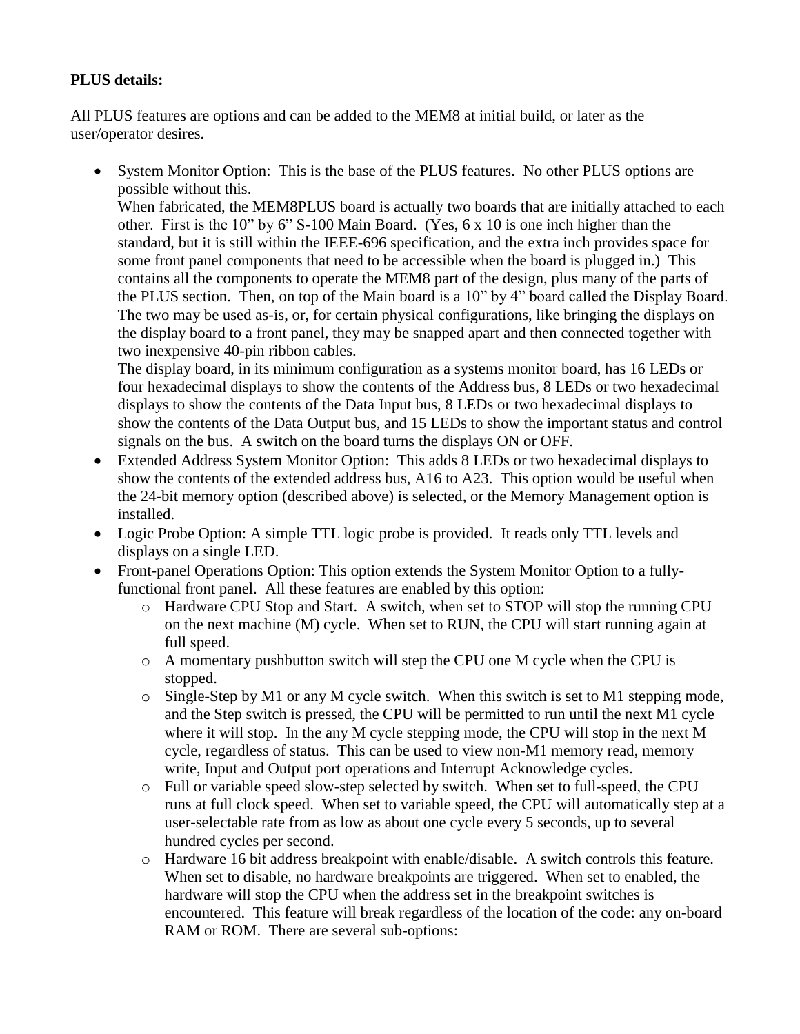**PLUS details:**

All PLUS features are options and can be added to the MEM8 at initial build, or later as the user/operator desires.

- System Monitor Option: This is the base of the PLUS features. No other PLUS options are possible without this.
  When fabricated, the MEM8PLUS board is actually two boards that are initially attached to each other. First is the 10" by 6" S-100 Main Board. (Yes, 6 x 10 is one inch higher than the standard, but it is still within the IEEE-696 specification, and the extra inch provides space for some front panel components that need to be accessible when the board is plugged in.) This contains all the components to operate the MEM8 part of the design, plus many of the parts of the PLUS section. Then, on top of the Main board is a 10" by 4" board called the Display Board. The two may be used as-is, or, for certain physical configurations, like bringing the displays on the display board to a front panel, they may be snapped apart and then connected together with two inexpensive 40-pin ribbon cables.
  The display board, in its minimum configuration as a systems monitor board, has 16 LEDs or four hexadecimal displays to show the contents of the Address bus, 8 LEDs or two hexadecimal displays to show the contents of the Data Input bus, 8 LEDs or two hexadecimal displays to show the contents of the Data Output bus, and 15 LEDs to show the important status and control signals on the bus. A switch on the board turns the displays ON or OFF.
- Extended Address System Monitor Option: This adds 8 LEDs or two hexadecimal displays to show the contents of the extended address bus, A16 to A23. This option would be useful when the 24-bit memory option (described above) is selected, or the Memory Management option is installed.
- Logic Probe Option: A simple TTL logic probe is provided. It reads only TTL levels and displays on a single LED.
- Front-panel Operations Option: This option extends the System Monitor Option to a fully-functional front panel. All these features are enabled by this option:
  - Hardware CPU Stop and Start. A switch, when set to STOP will stop the running CPU on the next machine (M) cycle. When set to RUN, the CPU will start running again at full speed.
  - A momentary pushbutton switch will step the CPU one M cycle when the CPU is stopped.
  - Single-Step by M1 or any M cycle switch. When this switch is set to M1 stepping mode, and the Step switch is pressed, the CPU will be permitted to run until the next M1 cycle where it will stop. In the any M cycle stepping mode, the CPU will stop in the next M cycle, regardless of status. This can be used to view non-M1 memory read, memory write, Input and Output port operations and Interrupt Acknowledge cycles.
  - Full or variable speed slow-step selected by switch. When set to full-speed, the CPU runs at full clock speed. When set to variable speed, the CPU will automatically step at a user-selectable rate from as low as about one cycle every 5 seconds, up to several hundred cycles per second.
  - Hardware 16 bit address breakpoint with enable/disable. A switch controls this feature. When set to disable, no hardware breakpoints are triggered. When set to enabled, the hardware will stop the CPU when the address set in the breakpoint switches is encountered. This feature will break regardless of the location of the code: any on-board RAM or ROM. There are several sub-options: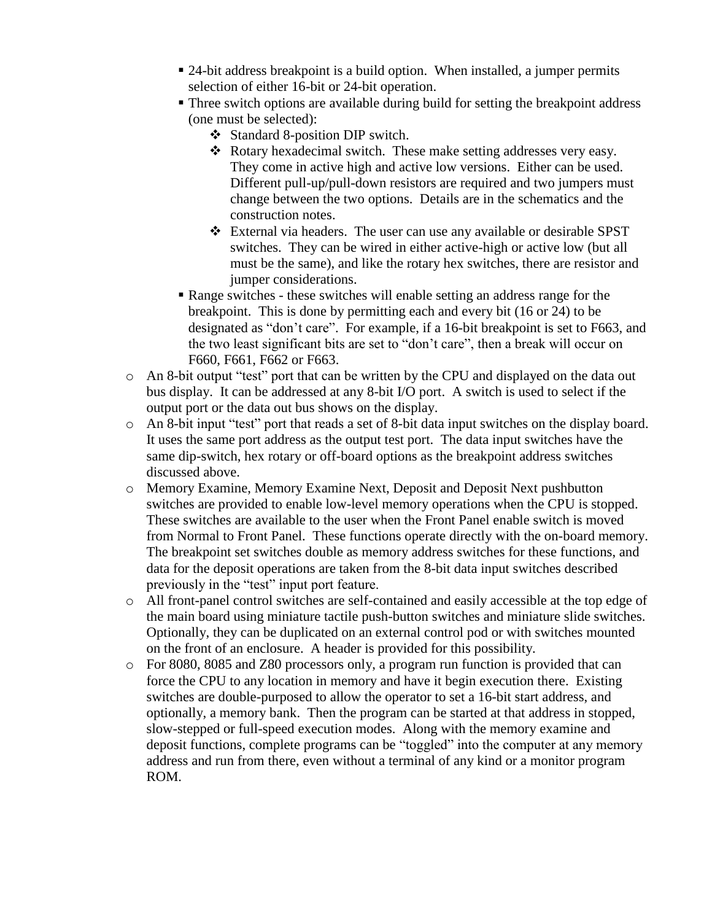- 24-bit address breakpoint is a build option. When installed, a jumper permits selection of either 16-bit or 24-bit operation.
    - Three switch options are available during build for setting the breakpoint address (one must be selected):
      - Standard 8-position DIP switch.
      - Rotary hexadecimal switch. These make setting addresses very easy. They come in active high and active low versions. Either can be used. Different pull-up/pull-down resistors are required and two jumpers must change between the two options. Details are in the schematics and the construction notes.
      - External via headers. The user can use any available or desirable SPST switches. They can be wired in either active-high or active low (but all must be the same), and like the rotary hex switches, there are resistor and jumper considerations.
    - Range switches - these switches will enable setting an address range for the breakpoint. This is done by permitting each and every bit (16 or 24) to be designated as "don't care". For example, if a 16-bit breakpoint is set to F663, and the two least significant bits are set to "don't care", then a break will occur on F660, F661, F662 or F663.
  - An 8-bit output "test" port that can be written by the CPU and displayed on the data out bus display. It can be addressed at any 8-bit I/O port. A switch is used to select if the output port or the data out bus shows on the display.
  - An 8-bit input "test" port that reads a set of 8-bit data input switches on the display board. It uses the same port address as the output test port. The data input switches have the same dip-switch, hex rotary or off-board options as the breakpoint address switches discussed above.
  - Memory Examine, Memory Examine Next, Deposit and Deposit Next pushbutton switches are provided to enable low-level memory operations when the CPU is stopped. These switches are available to the user when the Front Panel enable switch is moved from Normal to Front Panel. These functions operate directly with the on-board memory. The breakpoint set switches double as memory address switches for these functions, and data for the deposit operations are taken from the 8-bit data input switches described previously in the "test" input port feature.
  - All front-panel control switches are self-contained and easily accessible at the top edge of the main board using miniature tactile push-button switches and miniature slide switches. Optionally, they can be duplicated on an external control pod or with switches mounted on the front of an enclosure. A header is provided for this possibility.
  - For 8080, 8085 and Z80 processors only, a program run function is provided that can force the CPU to any location in memory and have it begin execution there. Existing switches are double-purposed to allow the operator to set a 16-bit start address, and optionally, a memory bank. Then the program can be started at that address in stopped, slow-stepped or full-speed execution modes. Along with the memory examine and deposit functions, complete programs can be "toggled" into the computer at any memory address and run from there, even without a terminal of any kind or a monitor program ROM.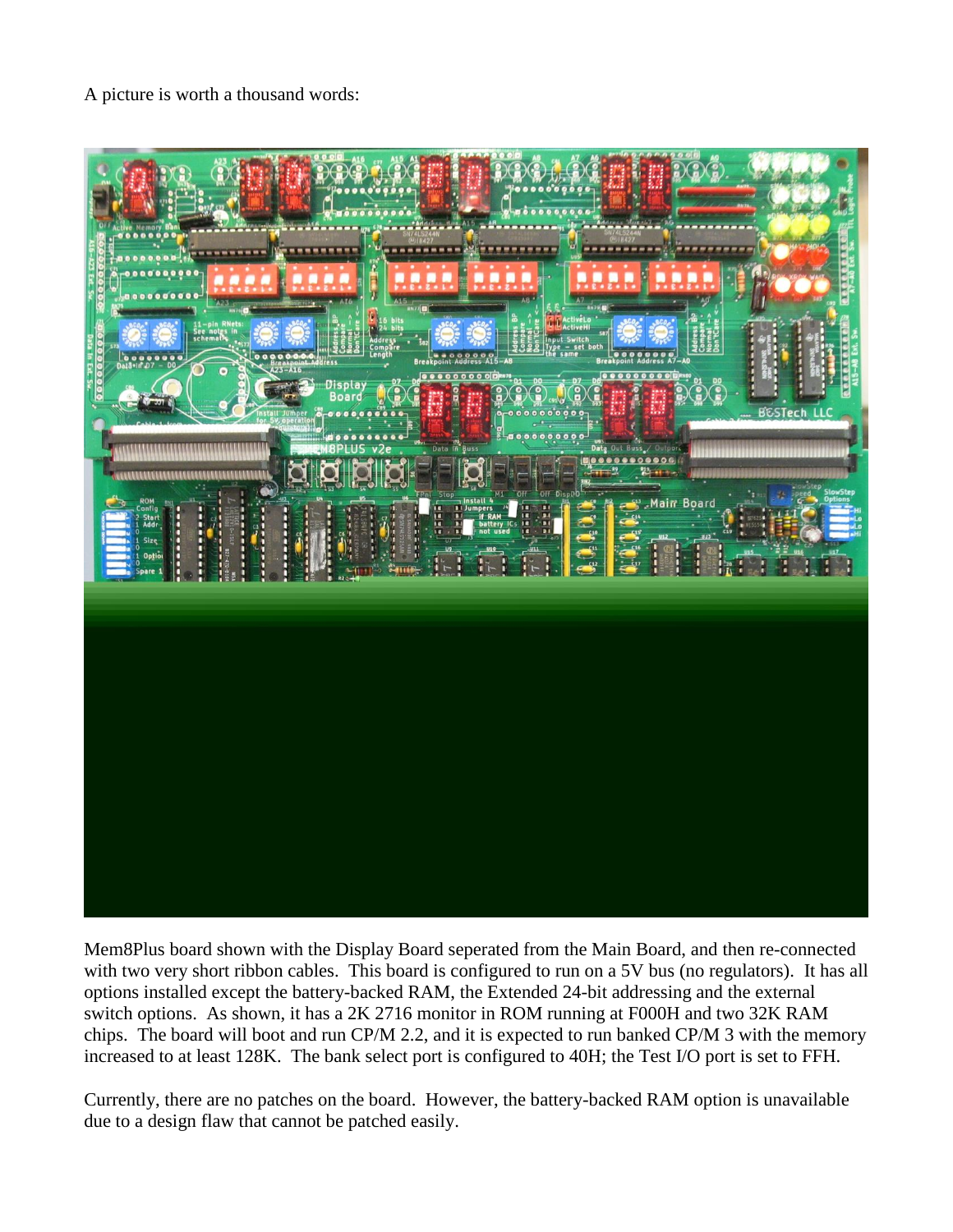A picture is worth a thousand words:

Mem8Plus board shown with the Display Board seperated from the Main Board, and then re-connected with two very short ribbon cables. This board is configured to run on a 5V bus (no regulators). It has all options installed except the battery-backed RAM, the Extended 24-bit addressing and the external switch options. As shown, it has a 2K 2716 monitor in ROM running at F000H and two 32K RAM chips. The board will boot and run CP/M 2.2, and it is expected to run banked CP/M 3 with the memory increased to at least 128K. The bank select port is configured to 40H; the Test I/O port is set to FFH.

Currently, there are no patches on the board. However, the battery-backed RAM option is unavailable due to a design flaw that cannot be patched easily.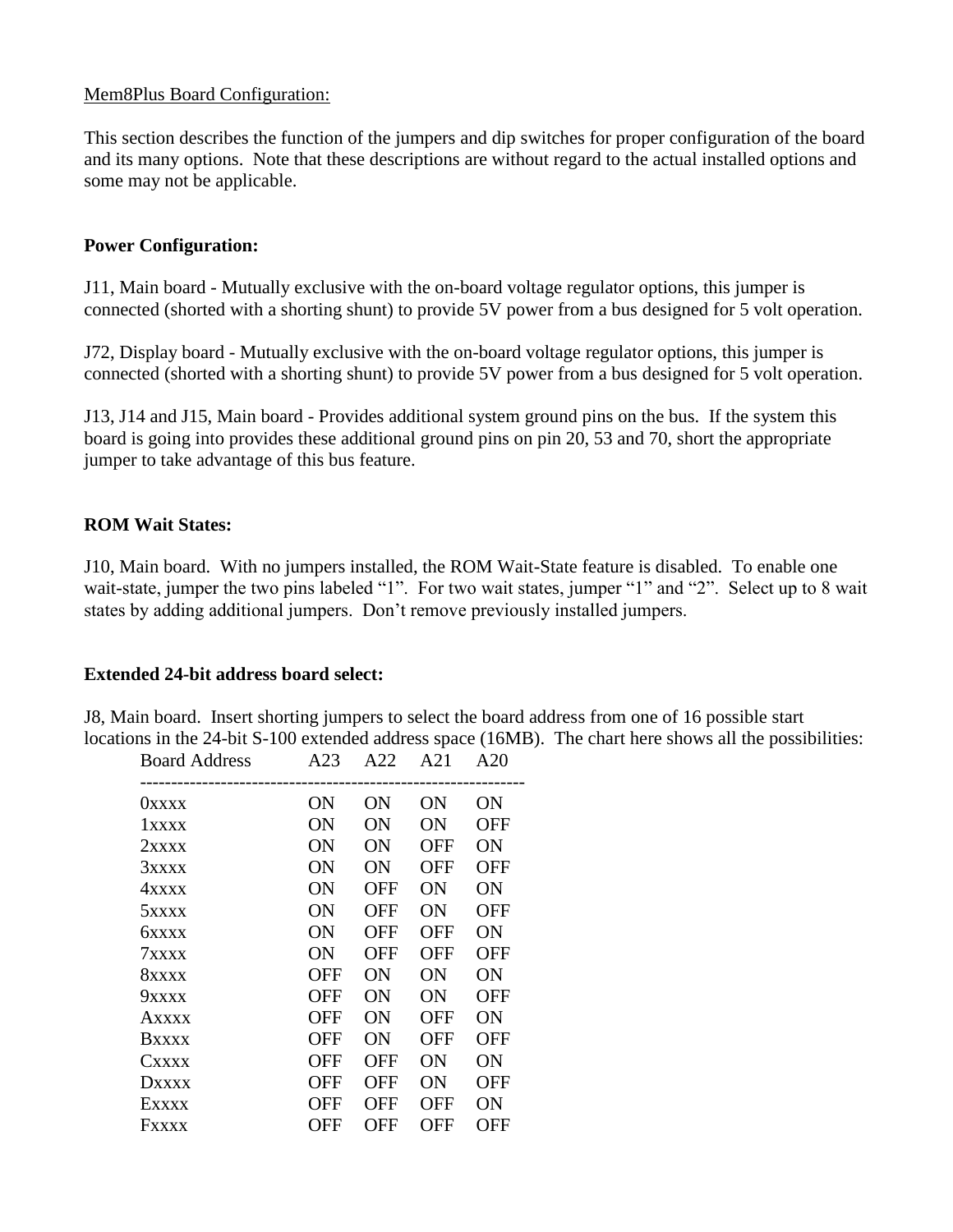Mem8Plus Board Configuration:

This section describes the function of the jumpers and dip switches for proper configuration of the board and its many options. Note that these descriptions are without regard to the actual installed options and some may not be applicable.

**Power Configuration:**

J11, Main board - Mutually exclusive with the on-board voltage regulator options, this jumper is connected (shorted with a shorting shunt) to provide 5V power from a bus designed for 5 volt operation.

J72, Display board - Mutually exclusive with the on-board voltage regulator options, this jumper is connected (shorted with a shorting shunt) to provide 5V power from a bus designed for 5 volt operation.

J13, J14 and J15, Main board - Provides additional system ground pins on the bus. If the system this board is going into provides these additional ground pins on pin 20, 53 and 70, short the appropriate jumper to take advantage of this bus feature.

**ROM Wait States:**

J10, Main board. With no jumpers installed, the ROM Wait-State feature is disabled. To enable one wait-state, jumper the two pins labeled "1". For two wait states, jumper "1" and "2". Select up to 8 wait states by adding additional jumpers. Don't remove previously installed jumpers.

**Extended 24-bit address board select:**

J8, Main board. Insert shorting jumpers to select the board address from one of 16 possible start locations in the 24-bit S-100 extended address space (16MB). The chart here shows all the possibilities:

| Board Address | A23 | A22 | A21 | A20 |
|---|---|---|---|---|
| 0xxxx | ON | ON | ON | ON |
| 1xxxx | ON | ON | ON | OFF |
| 2xxxx | ON | ON | OFF | ON |
| 3xxxx | ON | ON | OFF | OFF |
| 4xxxx | ON | OFF | ON | ON |
| 5xxxx | ON | OFF | ON | OFF |
| 6xxxx | ON | OFF | OFF | ON |
| 7xxxx | ON | OFF | OFF | OFF |
| 8xxxx | OFF | ON | ON | ON |
| 9xxxx | OFF | ON | ON | OFF |
| Axxxx | OFF | ON | OFF | ON |
| Bxxxx | OFF | ON | OFF | OFF |
| Cxxxx | OFF | OFF | ON | ON |
| Dxxxx | OFF | OFF | ON | OFF |
| Exxxx | OFF | OFF | OFF | ON |
| Fxxxx | OFF | OFF | OFF | OFF |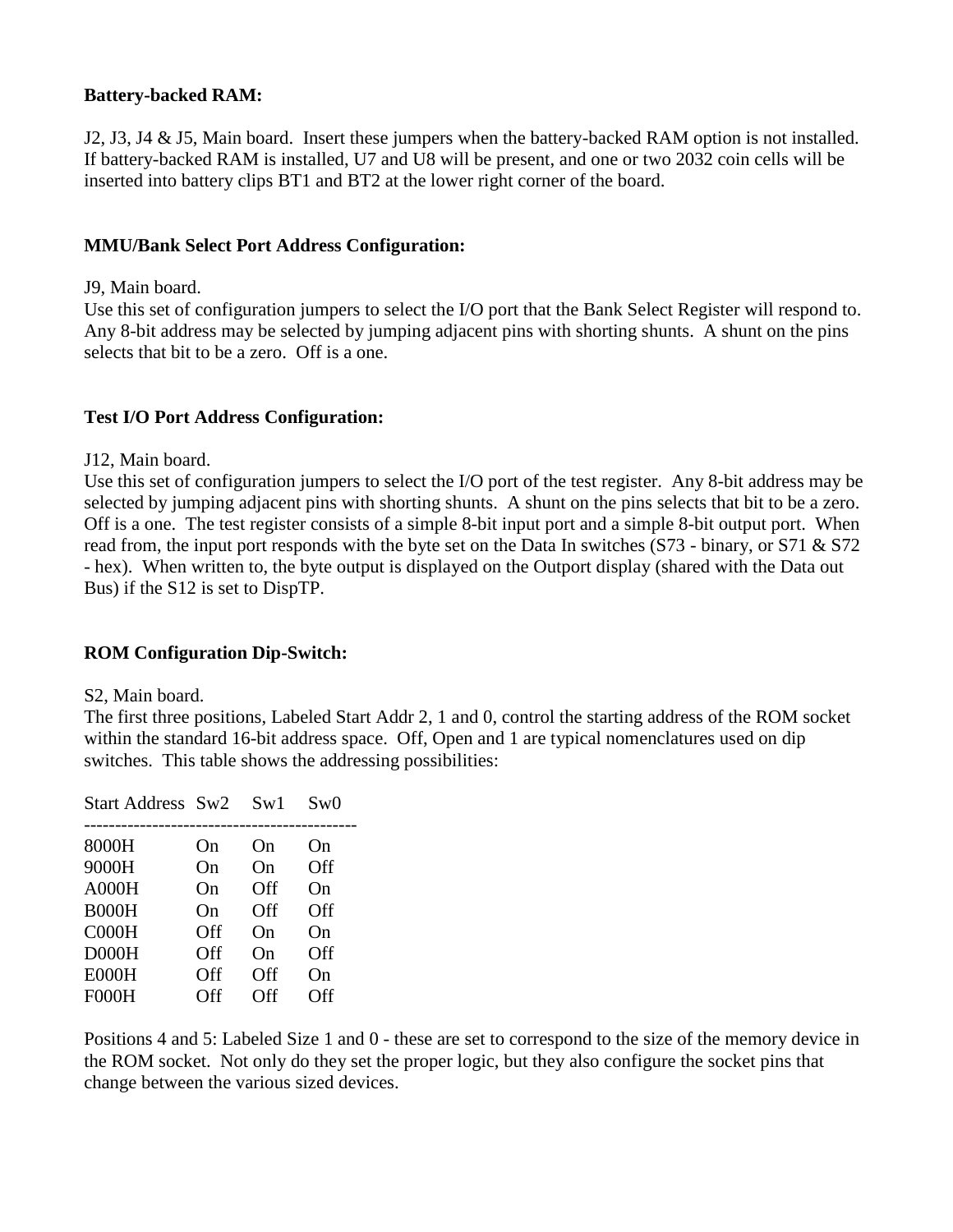**Battery-backed RAM:**

J2, J3, J4 & J5, Main board. Insert these jumpers when the battery-backed RAM option is not installed. If battery-backed RAM is installed, U7 and U8 will be present, and one or two 2032 coin cells will be inserted into battery clips BT1 and BT2 at the lower right corner of the board.

**MMU/Bank Select Port Address Configuration:**

J9, Main board.
Use this set of configuration jumpers to select the I/O port that the Bank Select Register will respond to. Any 8-bit address may be selected by jumping adjacent pins with shorting shunts. A shunt on the pins selects that bit to be a zero. Off is a one.

**Test I/O Port Address Configuration:**

J12, Main board.
Use this set of configuration jumpers to select the I/O port of the test register. Any 8-bit address may be selected by jumping adjacent pins with shorting shunts. A shunt on the pins selects that bit to be a zero. Off is a one. The test register consists of a simple 8-bit input port and a simple 8-bit output port. When read from, the input port responds with the byte set on the Data In switches (S73 - binary, or S71 & S72 - hex). When written to, the byte output is displayed on the Outport display (shared with the Data out Bus) if the S12 is set to DispTP.

**ROM Configuration Dip-Switch:**

S2, Main board.
The first three positions, Labeled Start Addr 2, 1 and 0, control the starting address of the ROM socket within the standard 16-bit address space. Off, Open and 1 are typical nomenclatures used on dip switches. This table shows the addressing possibilities:

| Start Address | Sw2 | Sw1 | Sw0 |
|---|---|---|---|
| 8000H | On | On | On |
| 9000H | On | On | Off |
| A000H | On | Off | On |
| B000H | On | Off | Off |
| C000H | Off | On | On |
| D000H | Off | On | Off |
| E000H | Off | Off | On |
| F000H | Off | Off | Off |

Positions 4 and 5: Labeled Size 1 and 0 - these are set to correspond to the size of the memory device in the ROM socket. Not only do they set the proper logic, but they also configure the socket pins that change between the various sized devices.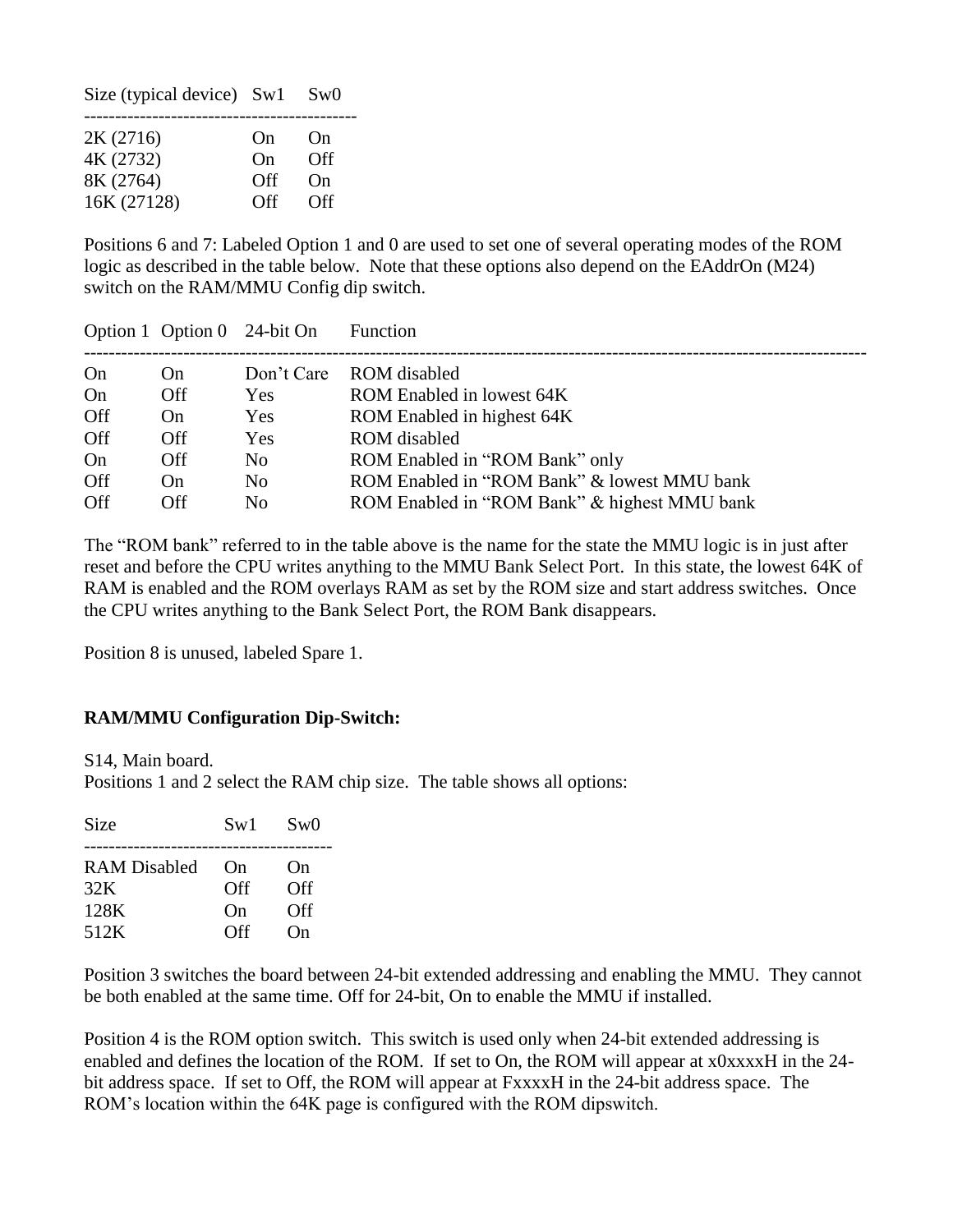| Size (typical device) | Sw1 | Sw0 |
|---|---|---|
| 2K (2716) | On | On |
| 4K (2732) | On | Off |
| 8K (2764) | Off | On |
| 16K (27128) | Off | Off |

Positions 6 and 7: Labeled Option 1 and 0 are used to set one of several operating modes of the ROM logic as described in the table below. Note that these options also depend on the EAddrOn (M24) switch on the RAM/MMU Config dip switch.

| Option 1 | Option 0 | 24-bit On | Function |
|---|---|---|---|
| On | On | Don't Care | ROM disabled |
| On | Off | Yes | ROM Enabled in lowest 64K |
| Off | On | Yes | ROM Enabled in highest 64K |
| Off | Off | Yes | ROM disabled |
| On | Off | No | ROM Enabled in "ROM Bank" only |
| Off | On | No | ROM Enabled in "ROM Bank" & lowest MMU bank |
| Off | Off | No | ROM Enabled in "ROM Bank" & highest MMU bank |

The "ROM bank" referred to in the table above is the name for the state the MMU logic is in just after reset and before the CPU writes anything to the MMU Bank Select Port. In this state, the lowest 64K of RAM is enabled and the ROM overlays RAM as set by the ROM size and start address switches. Once the CPU writes anything to the Bank Select Port, the ROM Bank disappears.

Position 8 is unused, labeled Spare 1.

**RAM/MMU Configuration Dip-Switch:**

S14, Main board.
Positions 1 and 2 select the RAM chip size. The table shows all options:

| Size | Sw1 | Sw0 |
|---|---|---|
| RAM Disabled | On | On |
| 32K | Off | Off |
| 128K | On | Off |
| 512K | Off | On |

Position 3 switches the board between 24-bit extended addressing and enabling the MMU. They cannot be both enabled at the same time. Off for 24-bit, On to enable the MMU if installed.

Position 4 is the ROM option switch. This switch is used only when 24-bit extended addressing is enabled and defines the location of the ROM. If set to On, the ROM will appear at x0xxxxH in the 24-bit address space. If set to Off, the ROM will appear at FxxxxH in the 24-bit address space. The ROM's location within the 64K page is configured with the ROM dipswitch.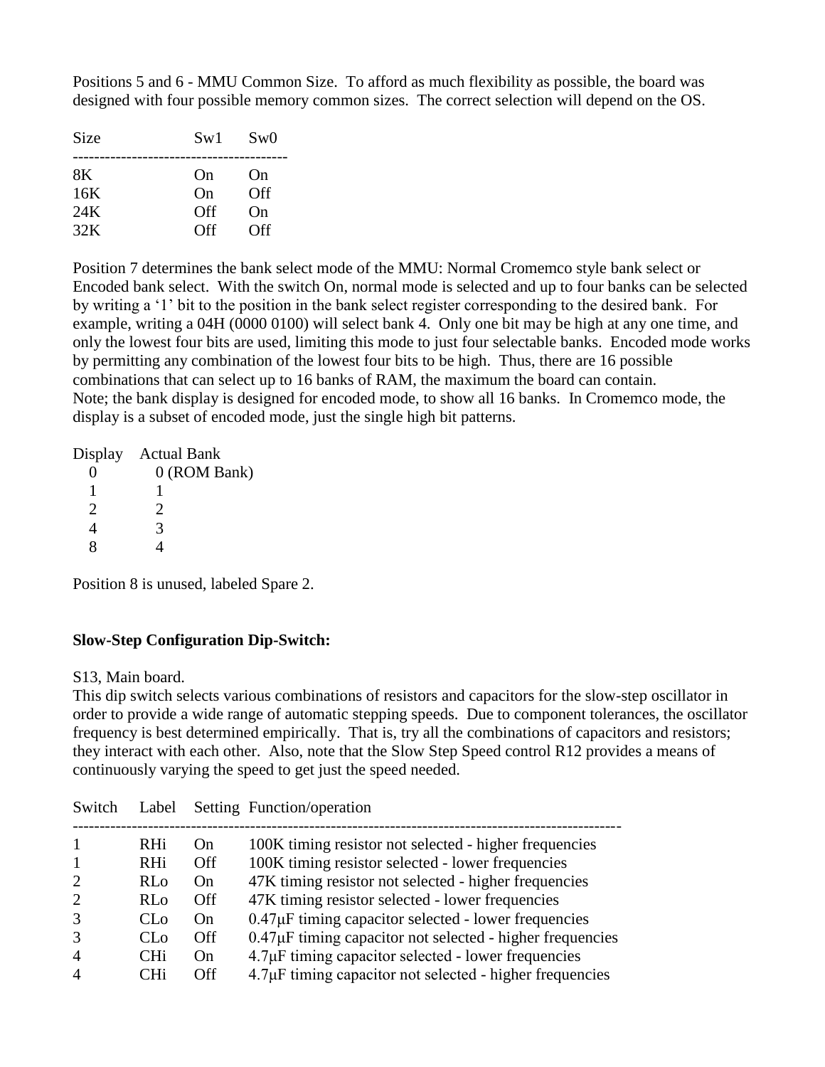Positions 5 and 6 - MMU Common Size. To afford as much flexibility as possible, the board was designed with four possible memory common sizes. The correct selection will depend on the OS.

| Size | Sw1 | Sw0 |
|---|---|---|
| 8K | On | On |
| 16K | On | Off |
| 24K | Off | On |
| 32K | Off | Off |

Position 7 determines the bank select mode of the MMU: Normal Cromemco style bank select or Encoded bank select. With the switch On, normal mode is selected and up to four banks can be selected by writing a '1' bit to the position in the bank select register corresponding to the desired bank. For example, writing a 04H (0000 0100) will select bank 4. Only one bit may be high at any one time, and only the lowest four bits are used, limiting this mode to just four selectable banks. Encoded mode works by permitting any combination of the lowest four bits to be high. Thus, there are 16 possible combinations that can select up to 16 banks of RAM, the maximum the board can contain.
Note; the bank display is designed for encoded mode, to show all 16 banks. In Cromemco mode, the display is a subset of encoded mode, just the single high bit patterns.

| Display | Actual Bank |
|---|---|
| 0 | 0 (ROM Bank) |
| 1 | 1 |
| 2 | 2 |
| 4 | 3 |
| 8 | 4 |

Position 8 is unused, labeled Spare 2.

**Slow-Step Configuration Dip-Switch:**

S13, Main board.
This dip switch selects various combinations of resistors and capacitors for the slow-step oscillator in order to provide a wide range of automatic stepping speeds. Due to component tolerances, the oscillator frequency is best determined empirically. That is, try all the combinations of capacitors and resistors; they interact with each other. Also, note that the Slow Step Speed control R12 provides a means of continuously varying the speed to get just the speed needed.

| Switch | Label | Setting | Function/operation |
|---|---|---|---|
| 1 | RHi | On | 100K timing resistor not selected - higher frequencies |
| 1 | RHi | Off | 100K timing resistor selected - lower frequencies |
| 2 | RLo | On | 47K timing resistor not selected - higher frequencies |
| 2 | RLo | Off | 47K timing resistor selected - lower frequencies |
| 3 | CLo | On | 0.47μF timing capacitor selected - lower frequencies |
| 3 | CLo | Off | 0.47μF timing capacitor not selected - higher frequencies |
| 4 | CHi | On | 4.7μF timing capacitor selected - lower frequencies |
| 4 | CHi | Off | 4.7μF timing capacitor not selected - higher frequencies |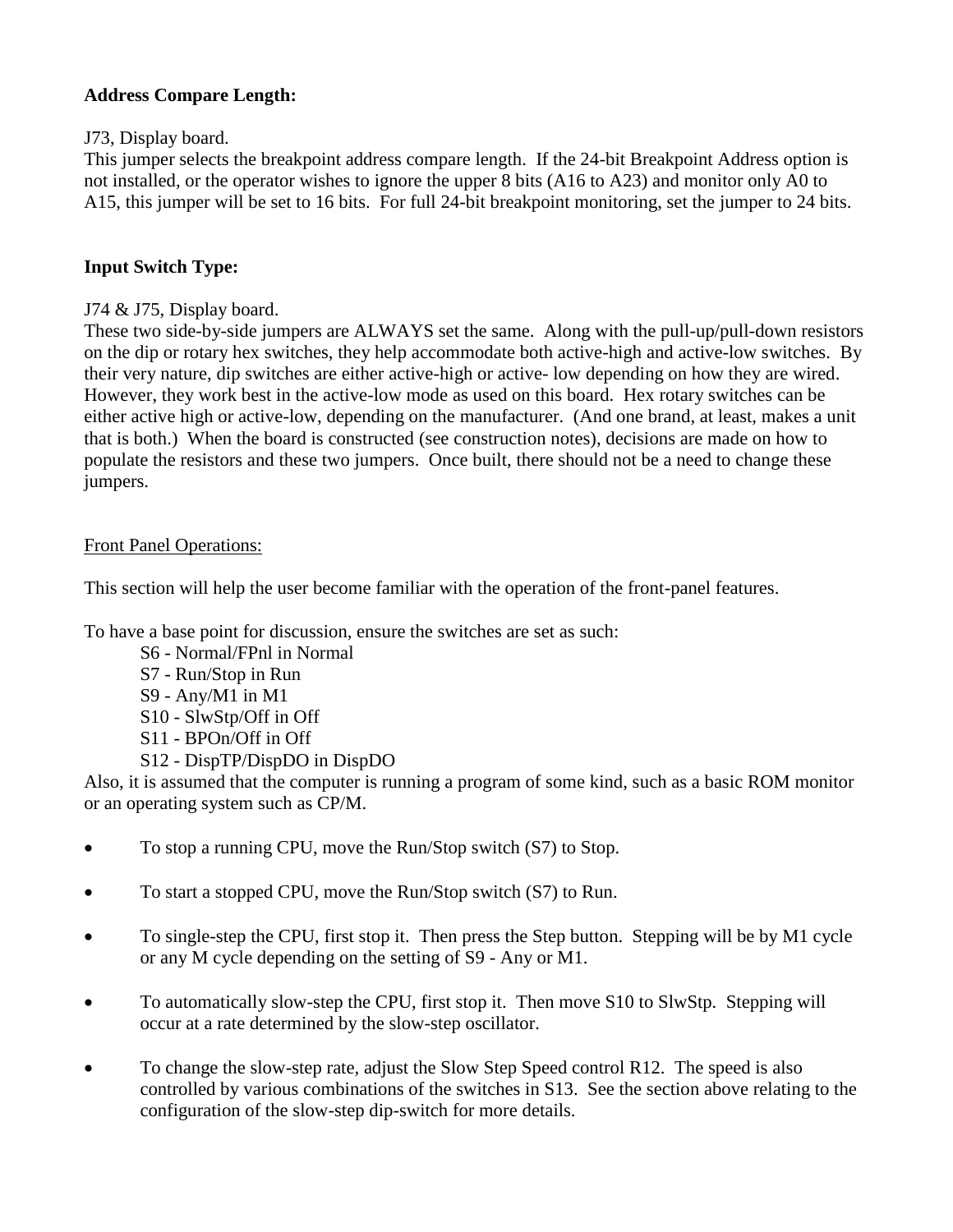**Address Compare Length:**

J73, Display board.
This jumper selects the breakpoint address compare length. If the 24-bit Breakpoint Address option is not installed, or the operator wishes to ignore the upper 8 bits (A16 to A23) and monitor only A0 to A15, this jumper will be set to 16 bits. For full 24-bit breakpoint monitoring, set the jumper to 24 bits.

**Input Switch Type:**

J74 & J75, Display board.
These two side-by-side jumpers are ALWAYS set the same. Along with the pull-up/pull-down resistors on the dip or rotary hex switches, they help accommodate both active-high and active-low switches. By their very nature, dip switches are either active-high or active- low depending on how they are wired. However, they work best in the active-low mode as used on this board. Hex rotary switches can be either active high or active-low, depending on the manufacturer. (And one brand, at least, makes a unit that is both.) When the board is constructed (see construction notes), decisions are made on how to populate the resistors and these two jumpers. Once built, there should not be a need to change these jumpers.

<u>Front Panel Operations:</u>

This section will help the user become familiar with the operation of the front-panel features.

To have a base point for discussion, ensure the switches are set as such:

S6 - Normal/FPnl in Normal
S7 - Run/Stop in Run
S9 - Any/M1 in M1
S10 - SlwStp/Off in Off
S11 - BPOn/Off in Off
S12 - DispTP/DispDO in DispDO

Also, it is assumed that the computer is running a program of some kind, such as a basic ROM monitor or an operating system such as CP/M.

- To stop a running CPU, move the Run/Stop switch (S7) to Stop.
- To start a stopped CPU, move the Run/Stop switch (S7) to Run.
- To single-step the CPU, first stop it. Then press the Step button. Stepping will be by M1 cycle or any M cycle depending on the setting of S9 - Any or M1.
- To automatically slow-step the CPU, first stop it. Then move S10 to SlwStp. Stepping will occur at a rate determined by the slow-step oscillator.
- To change the slow-step rate, adjust the Slow Step Speed control R12. The speed is also controlled by various combinations of the switches in S13. See the section above relating to the configuration of the slow-step dip-switch for more details.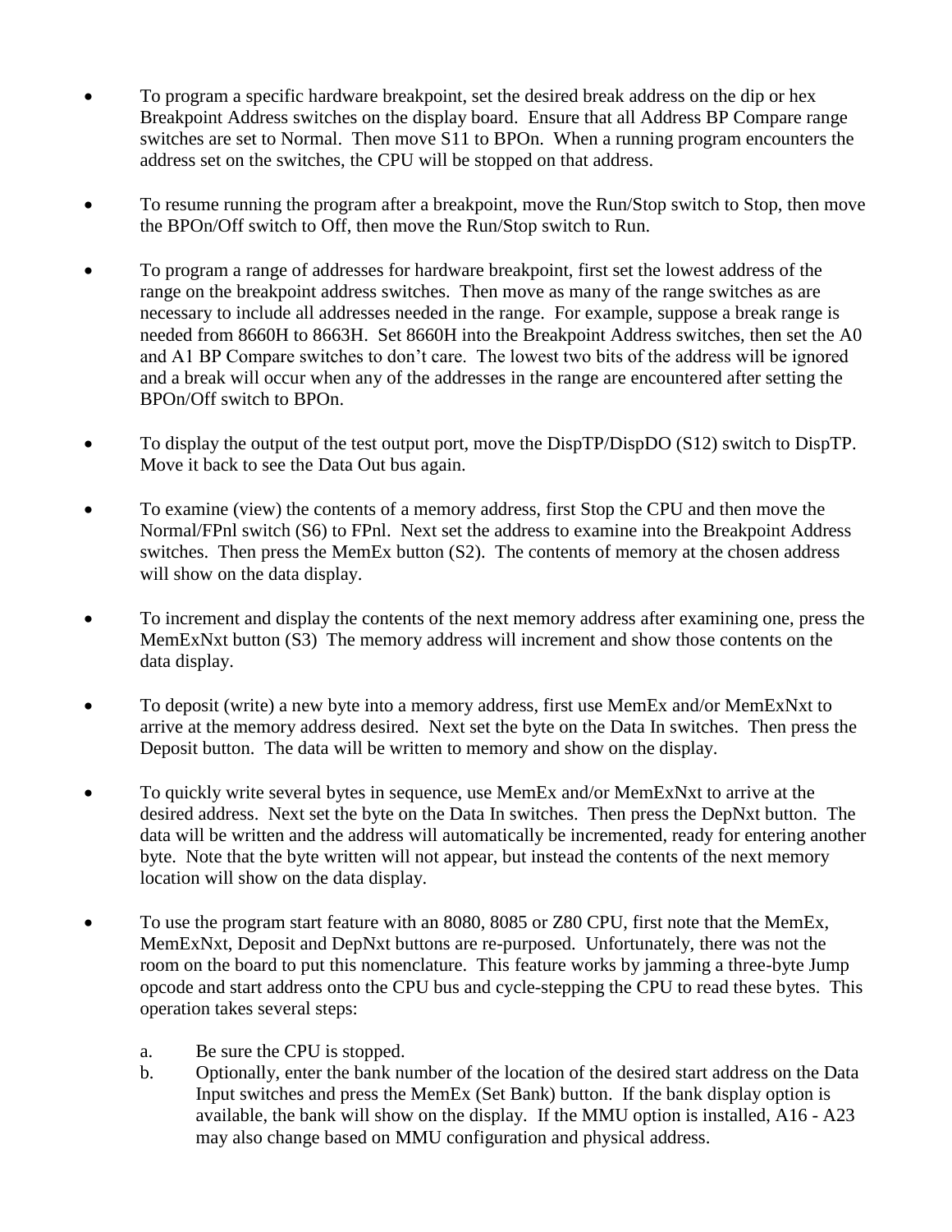- To program a specific hardware breakpoint, set the desired break address on the dip or hex Breakpoint Address switches on the display board. Ensure that all Address BP Compare range switches are set to Normal. Then move S11 to BPOn. When a running program encounters the address set on the switches, the CPU will be stopped on that address.

- To resume running the program after a breakpoint, move the Run/Stop switch to Stop, then move the BPOn/Off switch to Off, then move the Run/Stop switch to Run.

- To program a range of addresses for hardware breakpoint, first set the lowest address of the range on the breakpoint address switches. Then move as many of the range switches as are necessary to include all addresses needed in the range. For example, suppose a break range is needed from 8660H to 8663H. Set 8660H into the Breakpoint Address switches, then set the A0 and A1 BP Compare switches to don't care. The lowest two bits of the address will be ignored and a break will occur when any of the addresses in the range are encountered after setting the BPOn/Off switch to BPOn.

- To display the output of the test output port, move the DispTP/DispDO (S12) switch to DispTP. Move it back to see the Data Out bus again.

- To examine (view) the contents of a memory address, first Stop the CPU and then move the Normal/FPnl switch (S6) to FPnl. Next set the address to examine into the Breakpoint Address switches. Then press the MemEx button (S2). The contents of memory at the chosen address will show on the data display.

- To increment and display the contents of the next memory address after examining one, press the MemExNxt button (S3) The memory address will increment and show those contents on the data display.

- To deposit (write) a new byte into a memory address, first use MemEx and/or MemExNxt to arrive at the memory address desired. Next set the byte on the Data In switches. Then press the Deposit button. The data will be written to memory and show on the display.

- To quickly write several bytes in sequence, use MemEx and/or MemExNxt to arrive at the desired address. Next set the byte on the Data In switches. Then press the DepNxt button. The data will be written and the address will automatically be incremented, ready for entering another byte. Note that the byte written will not appear, but instead the contents of the next memory location will show on the data display.

- To use the program start feature with an 8080, 8085 or Z80 CPU, first note that the MemEx, MemExNxt, Deposit and DepNxt buttons are re-purposed. Unfortunately, there was not the room on the board to put this nomenclature. This feature works by jamming a three-byte Jump opcode and start address onto the CPU bus and cycle-stepping the CPU to read these bytes. This operation takes several steps:

  a. Be sure the CPU is stopped.
  b. Optionally, enter the bank number of the location of the desired start address on the Data Input switches and press the MemEx (Set Bank) button. If the bank display option is available, the bank will show on the display. If the MMU option is installed, A16 - A23 may also change based on MMU configuration and physical address.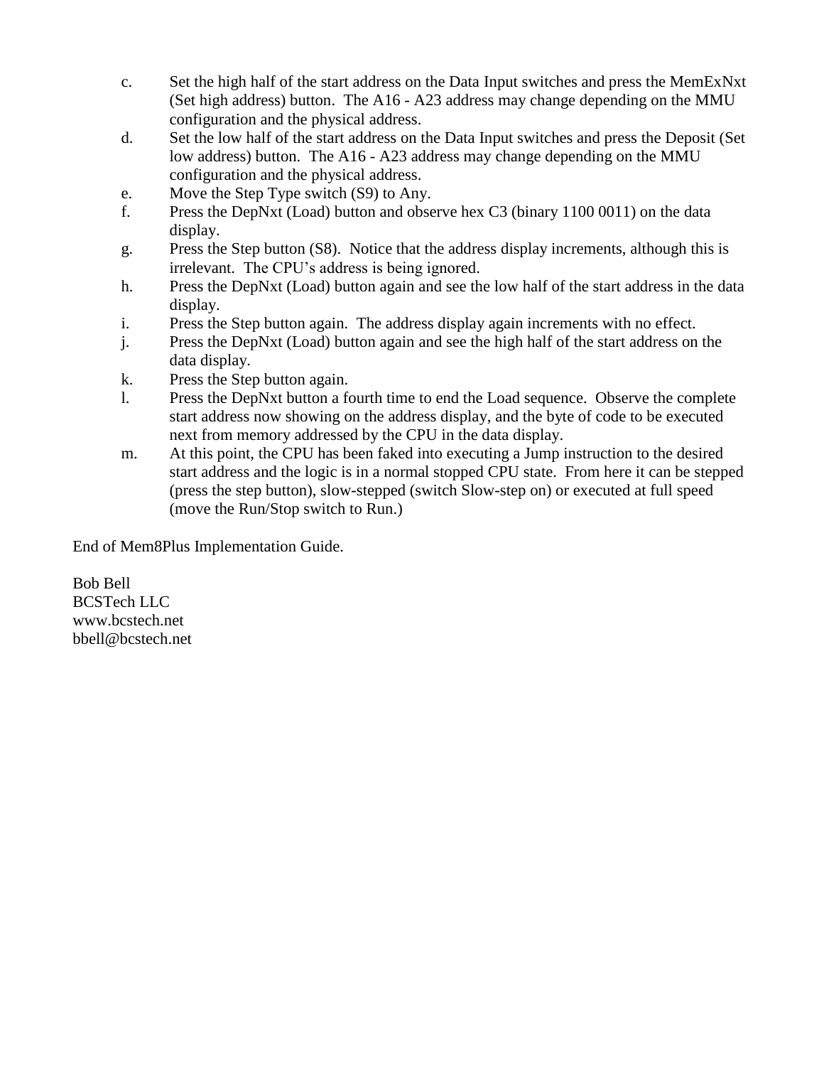c. Set the high half of the start address on the Data Input switches and press the MemExNxt (Set high address) button. The A16 - A23 address may change depending on the MMU configuration and the physical address.
d. Set the low half of the start address on the Data Input switches and press the Deposit (Set low address) button. The A16 - A23 address may change depending on the MMU configuration and the physical address.
e. Move the Step Type switch (S9) to Any.
f. Press the DepNxt (Load) button and observe hex C3 (binary 1100 0011) on the data display.
g. Press the Step button (S8). Notice that the address display increments, although this is irrelevant. The CPU's address is being ignored.
h. Press the DepNxt (Load) button again and see the low half of the start address in the data display.
i. Press the Step button again. The address display again increments with no effect.
j. Press the DepNxt (Load) button again and see the high half of the start address on the data display.
k. Press the Step button again.
l. Press the DepNxt button a fourth time to end the Load sequence. Observe the complete start address now showing on the address display, and the byte of code to be executed next from memory addressed by the CPU in the data display.
m. At this point, the CPU has been faked into executing a Jump instruction to the desired start address and the logic is in a normal stopped CPU state. From here it can be stepped (press the step button), slow-stepped (switch Slow-step on) or executed at full speed (move the Run/Stop switch to Run.)

End of Mem8Plus Implementation Guide.

Bob Bell
BCSTech LLC
www.bcstech.net
bbell@bcstech.net